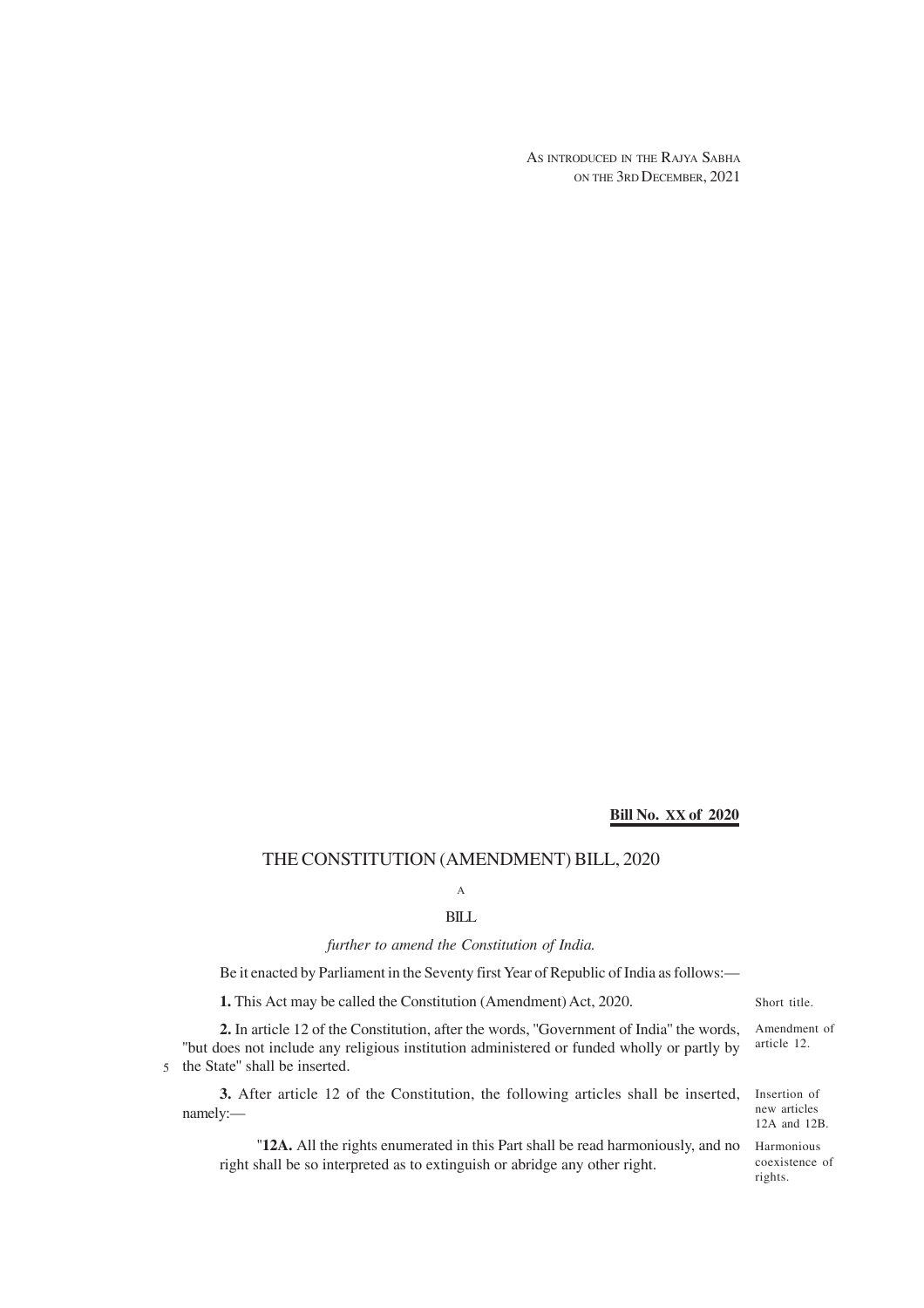AS INTRODUCED IN THE RAJYA SABHA
ON THE 3RD DECEMBER, 2021

**Bill No. XX of 2020**

# THE CONSTITUTION (AMENDMENT) BILL, 2020

A

BILL

*further to amend the Constitution of India.*

Be it enacted by Parliament in the Seventy first Year of Republic of India as follows:—

Short title.

**1.** This Act may be called the Constitution (Amendment) Act, 2020.

Amendment of article 12.

**2.** In article 12 of the Constitution, after the words, "Government of India" the words, "but does not include any religious institution administered or funded wholly or partly by the State" shall be inserted.

Insertion of new articles 12A and 12B.

**3.** After article 12 of the Constitution, the following articles shall be inserted, namely:—

Harmonious coexistence of rights.

"**12A.** All the rights enumerated in this Part shall be read harmoniously, and no right shall be so interpreted as to extinguish or abridge any other right.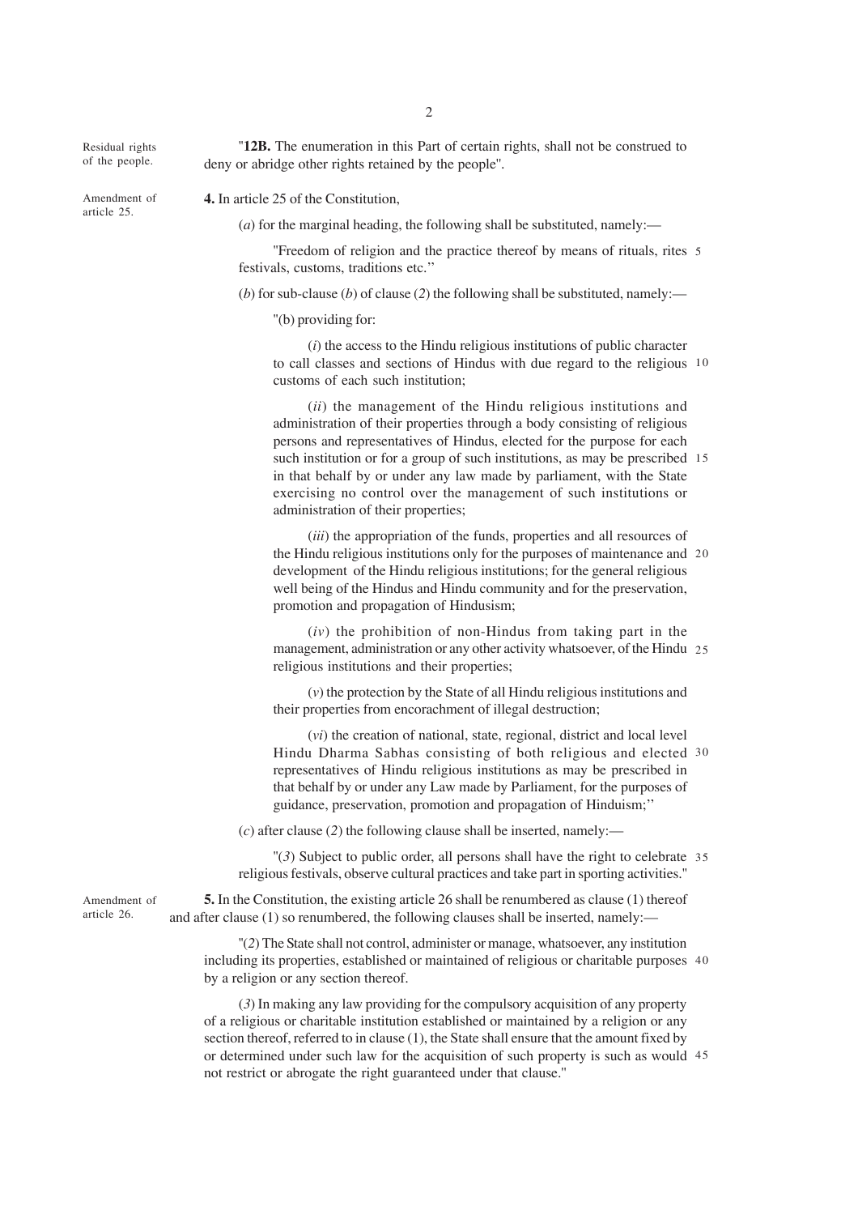Residual rights of the people.

"**12B.** The enumeration in this Part of certain rights, shall not be construed to deny or abridge other rights retained by the people".

Amendment of article 25.

**4.** In article 25 of the Constitution,

(*a*) for the marginal heading, the following shall be substituted, namely:—

"Freedom of religion and the practice thereof by means of rituals, rites festivals, customs, traditions etc.''

(*b*) for sub-clause (*b*) of clause (*2*) the following shall be substituted, namely:—

"(b) providing for:

(*i*) the access to the Hindu religious institutions of public character to call classes and sections of Hindus with due regard to the religious customs of each such institution;

(*ii*) the management of the Hindu religious institutions and administration of their properties through a body consisting of religious persons and representatives of Hindus, elected for the purpose for each such institution or for a group of such institutions, as may be prescribed in that behalf by or under any law made by parliament, with the State exercising no control over the management of such institutions or administration of their properties;

(*iii*) the appropriation of the funds, properties and all resources of the Hindu religious institutions only for the purposes of maintenance and development of the Hindu religious institutions; for the general religious well being of the Hindus and Hindu community and for the preservation, promotion and propagation of Hindusism;

(*iv*) the prohibition of non-Hindus from taking part in the management, administration or any other activity whatsoever, of the Hindu religious institutions and their properties;

(*v*) the protection by the State of all Hindu religious institutions and their properties from encorachment of illegal destruction;

(*vi*) the creation of national, state, regional, district and local level Hindu Dharma Sabhas consisting of both religious and elected representatives of Hindu religious institutions as may be prescribed in that behalf by or under any Law made by Parliament, for the purposes of guidance, preservation, promotion and propagation of Hinduism;''

(*c*) after clause (*2*) the following clause shall be inserted, namely:—

"(*3*) Subject to public order, all persons shall have the right to celebrate religious festivals, observe cultural practices and take part in sporting activities."

Amendment of article 26.

**5.** In the Constitution, the existing article 26 shall be renumbered as clause (1) thereof and after clause (1) so renumbered, the following clauses shall be inserted, namely:—

"(*2*) The State shall not control, administer or manage, whatsoever, any institution including its properties, established or maintained of religious or charitable purposes by a religion or any section thereof.

(*3*) In making any law providing for the compulsory acquisition of any property of a religious or charitable institution established or maintained by a religion or any section thereof, referred to in clause (1), the State shall ensure that the amount fixed by or determined under such law for the acquisition of such property is such as would not restrict or abrogate the right guaranteed under that clause."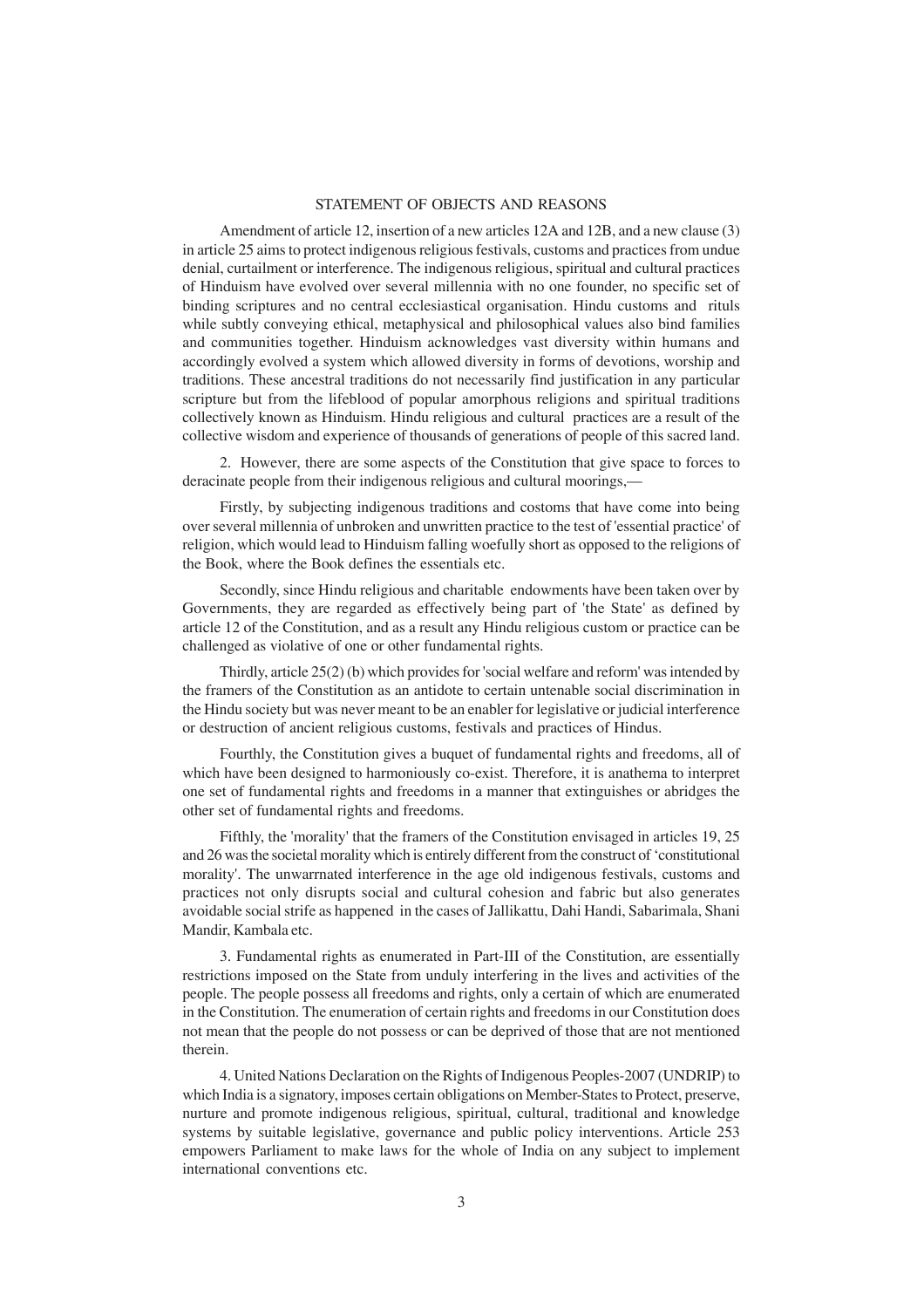## STATEMENT OF OBJECTS AND REASONS

Amendment of article 12, insertion of a new articles 12A and 12B, and a new clause (3) in article 25 aims to protect indigenous religious festivals, customs and practices from undue denial, curtailment or interference. The indigenous religious, spiritual and cultural practices of Hinduism have evolved over several millennia with no one founder, no specific set of binding scriptures and no central ecclesiastical organisation. Hindu customs and rituls while subtly conveying ethical, metaphysical and philosophical values also bind families and communities together. Hinduism acknowledges vast diversity within humans and accordingly evolved a system which allowed diversity in forms of devotions, worship and traditions. These ancestral traditions do not necessarily find justification in any particular scripture but from the lifeblood of popular amorphous religions and spiritual traditions collectively known as Hinduism. Hindu religious and cultural practices are a result of the collective wisdom and experience of thousands of generations of people of this sacred land.

2. However, there are some aspects of the Constitution that give space to forces to deracinate people from their indigenous religious and cultural moorings,—

Firstly, by subjecting indigenous traditions and costoms that have come into being over several millennia of unbroken and unwritten practice to the test of 'essential practice' of religion, which would lead to Hinduism falling woefully short as opposed to the religions of the Book, where the Book defines the essentials etc.

Secondly, since Hindu religious and charitable endowments have been taken over by Governments, they are regarded as effectively being part of 'the State' as defined by article 12 of the Constitution, and as a result any Hindu religious custom or practice can be challenged as violative of one or other fundamental rights.

Thirdly, article 25(2) (b) which provides for 'social welfare and reform' was intended by the framers of the Constitution as an antidote to certain untenable social discrimination in the Hindu society but was never meant to be an enabler for legislative or judicial interference or destruction of ancient religious customs, festivals and practices of Hindus.

Fourthly, the Constitution gives a buquet of fundamental rights and freedoms, all of which have been designed to harmoniously co-exist. Therefore, it is anathema to interpret one set of fundamental rights and freedoms in a manner that extinguishes or abridges the other set of fundamental rights and freedoms.

Fifthly, the 'morality' that the framers of the Constitution envisaged in articles 19, 25 and 26 was the societal morality which is entirely different from the construct of 'constitutional morality'. The unwarrnated interference in the age old indigenous festivals, customs and practices not only disrupts social and cultural cohesion and fabric but also generates avoidable social strife as happened in the cases of Jallikattu, Dahi Handi, Sabarimala, Shani Mandir, Kambala etc.

3. Fundamental rights as enumerated in Part-III of the Constitution, are essentially restrictions imposed on the State from unduly interfering in the lives and activities of the people. The people possess all freedoms and rights, only a certain of which are enumerated in the Constitution. The enumeration of certain rights and freedoms in our Constitution does not mean that the people do not possess or can be deprived of those that are not mentioned therein.

4. United Nations Declaration on the Rights of Indigenous Peoples-2007 (UNDRIP) to which India is a signatory, imposes certain obligations on Member-States to Protect, preserve, nurture and promote indigenous religious, spiritual, cultural, traditional and knowledge systems by suitable legislative, governance and public policy interventions. Article 253 empowers Parliament to make laws for the whole of India on any subject to implement international conventions etc.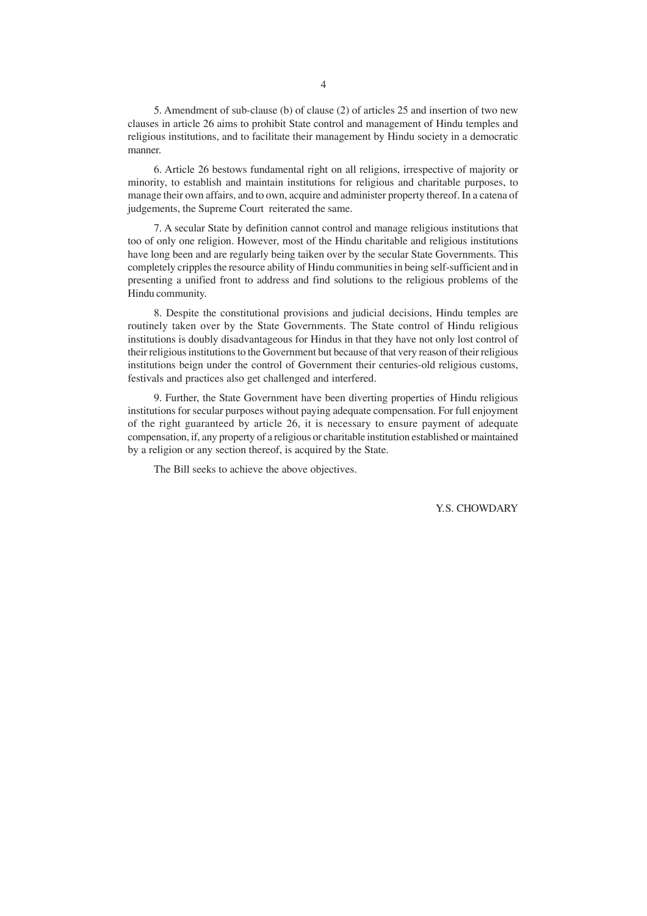5. Amendment of sub-clause (b) of clause (2) of articles 25 and insertion of two new clauses in article 26 aims to prohibit State control and management of Hindu temples and religious institutions, and to facilitate their management by Hindu society in a democratic manner.

6. Article 26 bestows fundamental right on all religions, irrespective of majority or minority, to establish and maintain institutions for religious and charitable purposes, to manage their own affairs, and to own, acquire and administer property thereof. In a catena of judgements, the Supreme Court reiterated the same.

7. A secular State by definition cannot control and manage religious institutions that too of only one religion. However, most of the Hindu charitable and religious institutions have long been and are regularly being taiken over by the secular State Governments. This completely cripples the resource ability of Hindu communities in being self-sufficient and in presenting a unified front to address and find solutions to the religious problems of the Hindu community.

8. Despite the constitutional provisions and judicial decisions, Hindu temples are routinely taken over by the State Governments. The State control of Hindu religious institutions is doubly disadvantageous for Hindus in that they have not only lost control of their religious institutions to the Government but because of that very reason of their religious institutions beign under the control of Government their centuries-old religious customs, festivals and practices also get challenged and interfered.

9. Further, the State Government have been diverting properties of Hindu religious institutions for secular purposes without paying adequate compensation. For full enjoyment of the right guaranteed by article 26, it is necessary to ensure payment of adequate compensation, if, any property of a religious or charitable institution established or maintained by a religion or any section thereof, is acquired by the State.

The Bill seeks to achieve the above objectives.

Y.S. CHOWDARY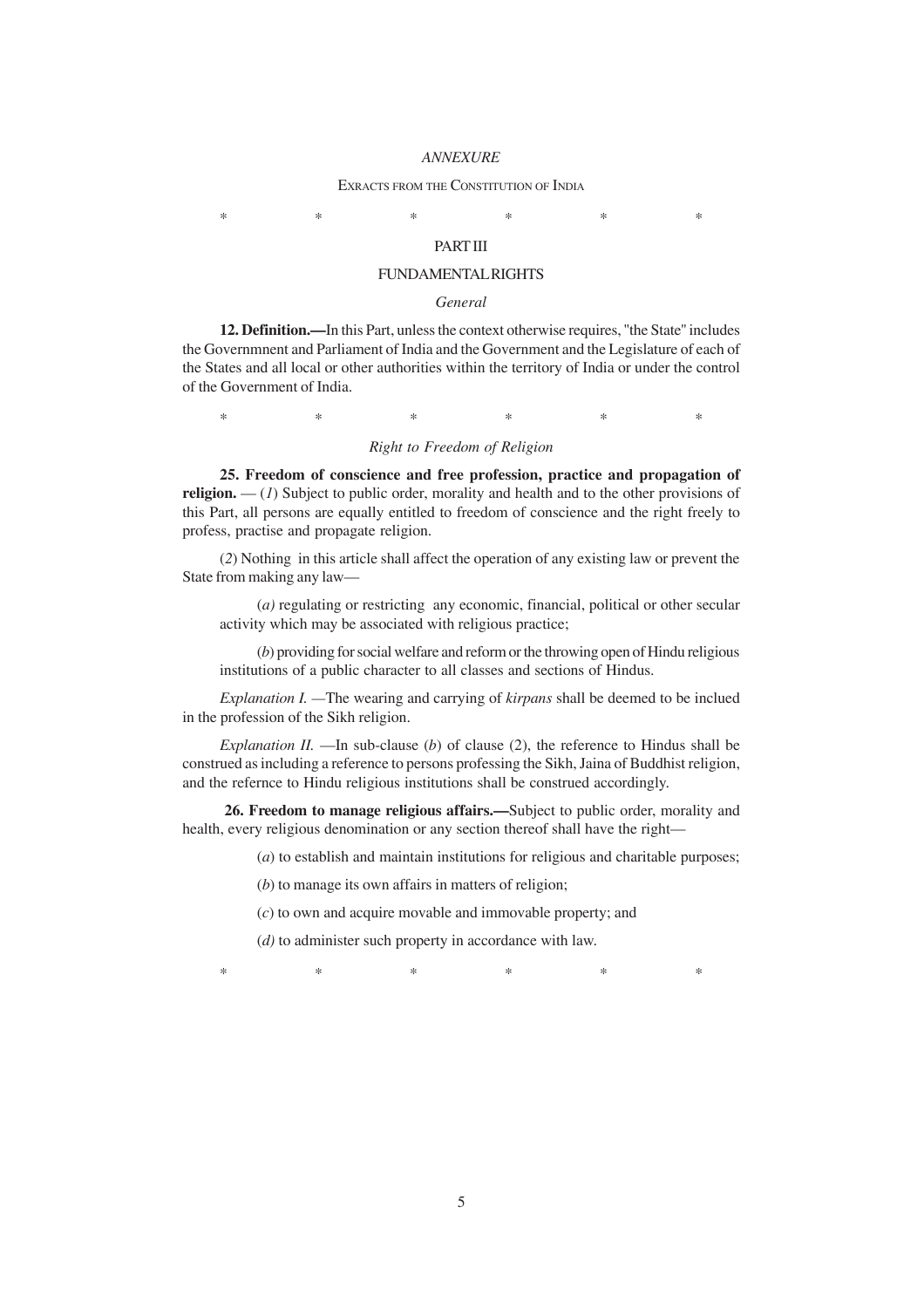*ANNEXURE*

EXRACTS FROM THE CONSTITUTION OF INDIA

\* \* \* \* \* \*

## PART III

## FUNDAMENTAL RIGHTS

### *General*

**12. Definition.—**In this Part, unless the context otherwise requires, "the State" includes the Governmnent and Parliament of India and the Government and the Legislature of each of the States and all local or other authorities within the territory of India or under the control of the Government of India.

\* \* \* \* \* \*

### *Right to Freedom of Religion*

**25. Freedom of conscience and free profession, practice and propagation of religion.** — (*1*) Subject to public order, morality and health and to the other provisions of this Part, all persons are equally entitled to freedom of conscience and the right freely to profess, practise and propagate religion.

(*2*) Nothing in this article shall affect the operation of any existing law or prevent the State from making any law—

(*a)* regulating or restricting any economic, financial, political or other secular activity which may be associated with religious practice;

(*b*) providing for social welfare and reform or the throwing open of Hindu religious institutions of a public character to all classes and sections of Hindus.

*Explanation I.* —The wearing and carrying of *kirpans* shall be deemed to be inclued in the profession of the Sikh religion.

*Explanation II.* —In sub-clause (*b*) of clause (2), the reference to Hindus shall be construed as including a reference to persons professing the Sikh, Jaina of Buddhist religion, and the refernce to Hindu religious institutions shall be construed accordingly.

**26. Freedom to manage religious affairs.—**Subject to public order, morality and health, every religious denomination or any section thereof shall have the right—

(*a*) to establish and maintain institutions for religious and charitable purposes;

(*b*) to manage its own affairs in matters of religion;

(*c*) to own and acquire movable and immovable property; and

(*d)* to administer such property in accordance with law.

\* \* \* \* \* \*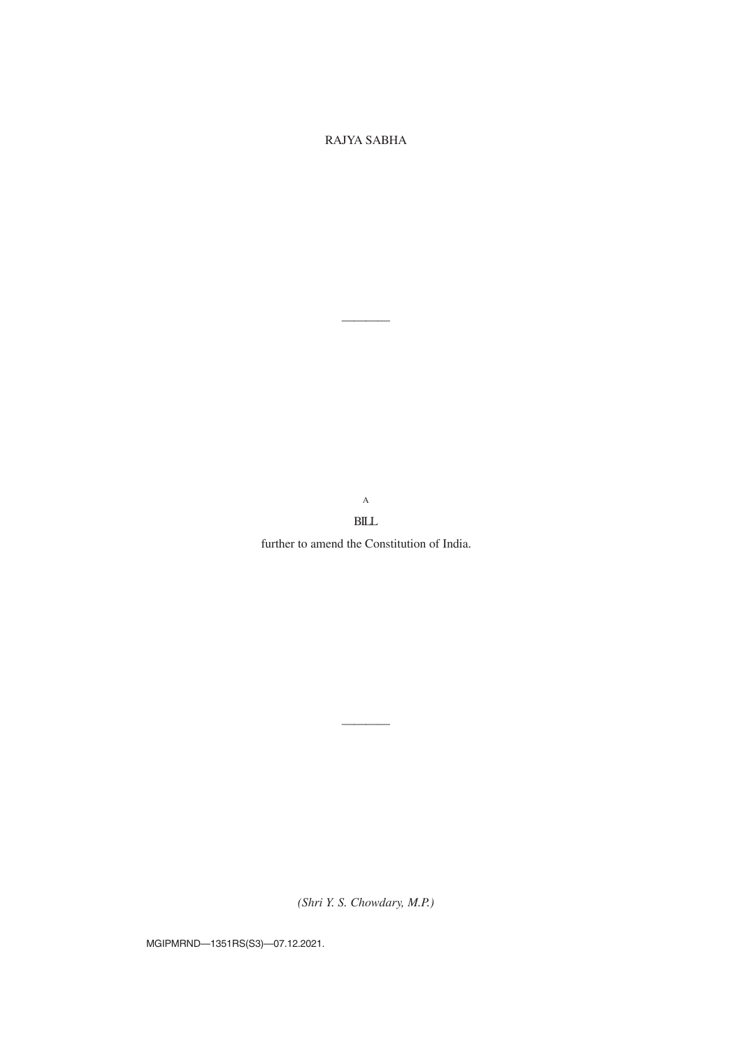RAJYA SABHA

————

A

BILL

further to amend the Constitution of India.

————

*(Shri Y. S. Chowdary, M.P.)*

MGIPMRND—1351RS(S3)—07.12.2021.